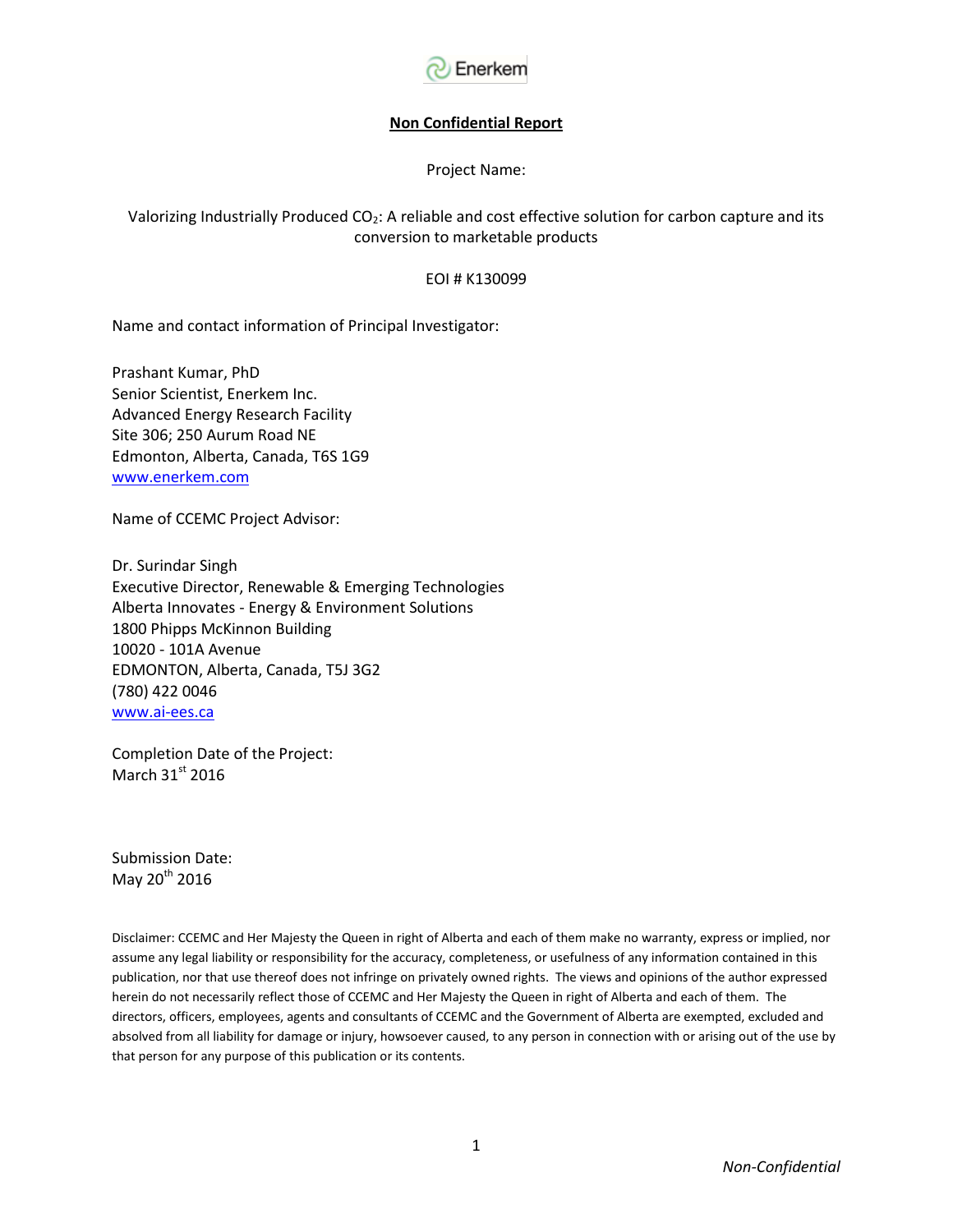Enerkem

**Non Confidential Report**

Project Name:

Valorizing Industrially Produced $CO_2$: A reliable and cost effective solution for carbon capture and its conversion to marketable products

EOI # K130099

Name and contact information of Principal Investigator:

Prashant Kumar, PhD
Senior Scientist, Enerkem Inc.
Advanced Energy Research Facility
Site 306; 250 Aurum Road NE
Edmonton, Alberta, Canada, T6S 1G9
www.enerkem.com

Name of CCEMC Project Advisor:

Dr. Surindar Singh
Executive Director, Renewable & Emerging Technologies
Alberta Innovates - Energy & Environment Solutions
1800 Phipps McKinnon Building
10020 - 101A Avenue
EDMONTON, Alberta, Canada, T5J 3G2
(780) 422 0046
www.ai-ees.ca

Completion Date of the Project:
March 31st 2016

Submission Date:
May 20th 2016

Disclaimer: CCEMC and Her Majesty the Queen in right of Alberta and each of them make no warranty, express or implied, nor assume any legal liability or responsibility for the accuracy, completeness, or usefulness of any information contained in this publication, nor that use thereof does not infringe on privately owned rights. The views and opinions of the author expressed herein do not necessarily reflect those of CCEMC and Her Majesty the Queen in right of Alberta and each of them. The directors, officers, employees, agents and consultants of CCEMC and the Government of Alberta are exempted, excluded and absolved from all liability for damage or injury, howsoever caused, to any person in connection with or arising out of the use by that person for any purpose of this publication or its contents.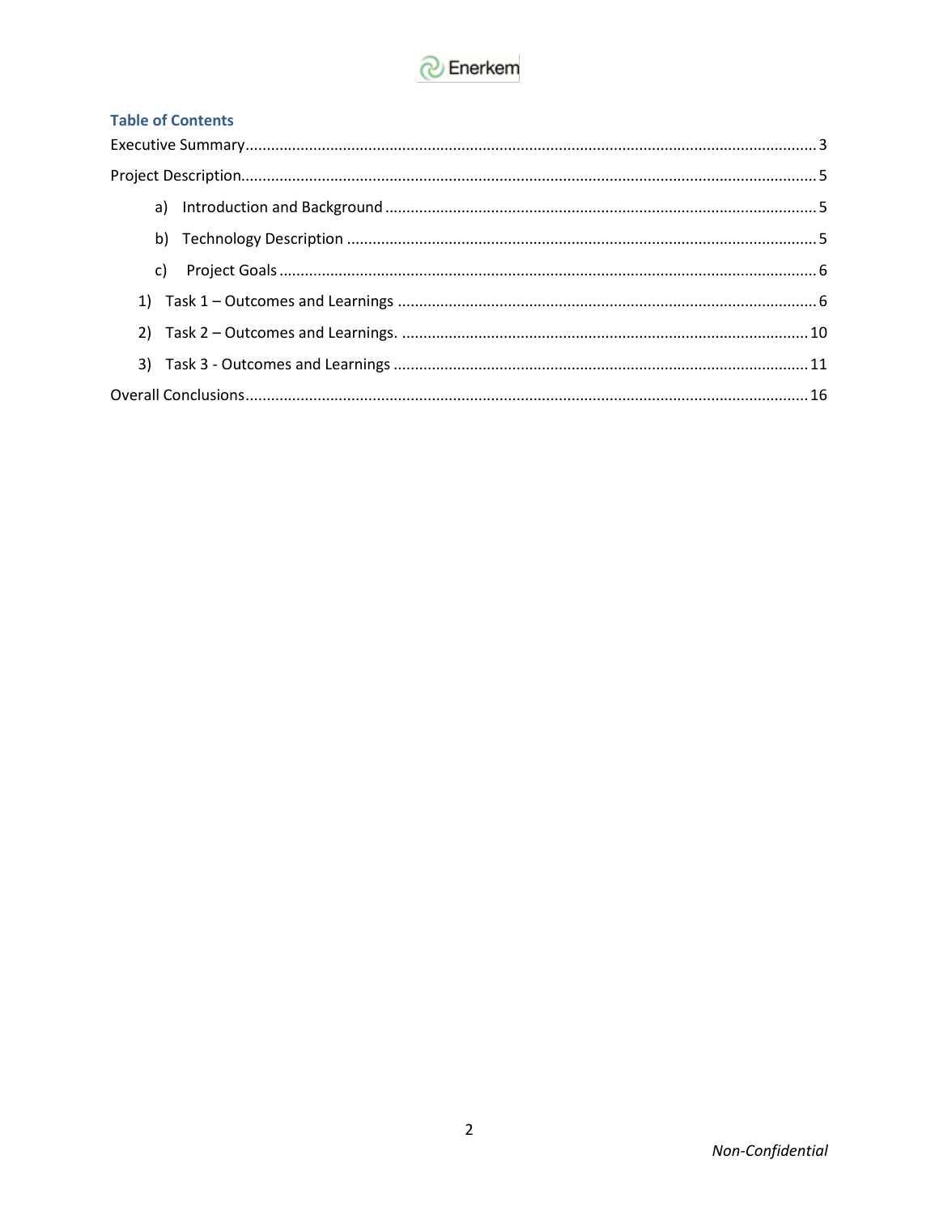## Table of Contents

Executive Summary...................................................................................................................... 3

Project Description....................................................................................................................... 5

- a) Introduction and Background ..................................................................................... 5
- b) Technology Description .............................................................................................. 5
- c) Project Goals .............................................................................................................. 6

1) Task 1 – Outcomes and Learnings .................................................................................... 6
2) Task 2 – Outcomes and Learnings. ................................................................................... 10
3) Task 3 - Outcomes and Learnings .................................................................................... 11

Overall Conclusions.................................................................................................................... 16

*Non-Confidential*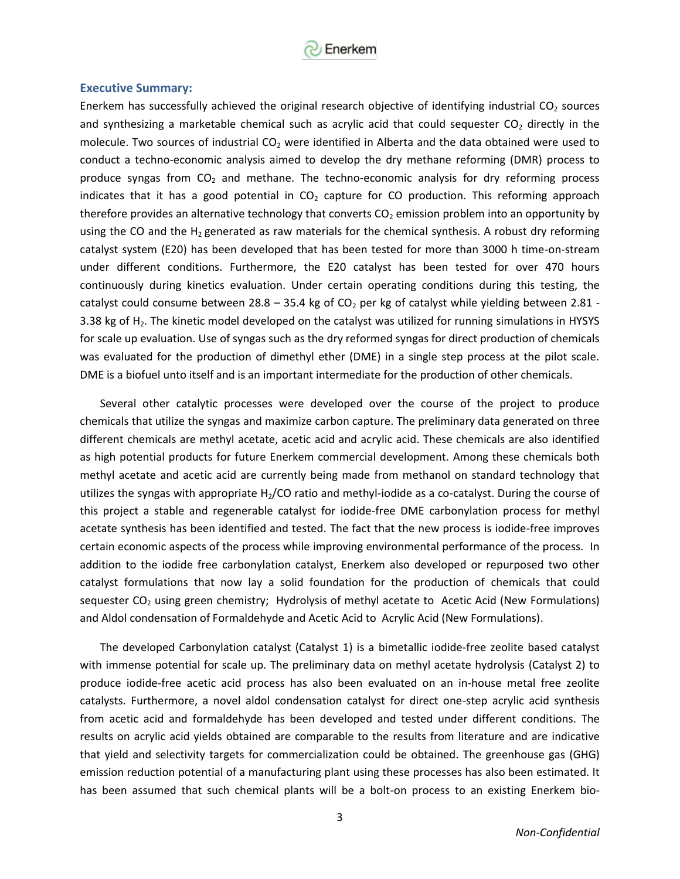## Executive Summary:

Enerkem has successfully achieved the original research objective of identifying industrial $CO_2$ sources and synthesizing a marketable chemical such as acrylic acid that could sequester $CO_2$ directly in the molecule. Two sources of industrial $CO_2$ were identified in Alberta and the data obtained were used to conduct a techno-economic analysis aimed to develop the dry methane reforming (DMR) process to produce syngas from $CO_2$ and methane. The techno-economic analysis for dry reforming process indicates that it has a good potential in $CO_2$ capture for CO production. This reforming approach therefore provides an alternative technology that converts $CO_2$ emission problem into an opportunity by using the CO and the $H_2$ generated as raw materials for the chemical synthesis. A robust dry reforming catalyst system (E20) has been developed that has been tested for more than 3000 h time-on-stream under different conditions. Furthermore, the E20 catalyst has been tested for over 470 hours continuously during kinetics evaluation. Under certain operating conditions during this testing, the catalyst could consume between 28.8 – 35.4 kg of $CO_2$ per kg of catalyst while yielding between 2.81 - 3.38 kg of $H_2$. The kinetic model developed on the catalyst was utilized for running simulations in HYSYS for scale up evaluation. Use of syngas such as the dry reformed syngas for direct production of chemicals was evaluated for the production of dimethyl ether (DME) in a single step process at the pilot scale. DME is a biofuel unto itself and is an important intermediate for the production of other chemicals.

Several other catalytic processes were developed over the course of the project to produce chemicals that utilize the syngas and maximize carbon capture. The preliminary data generated on three different chemicals are methyl acetate, acetic acid and acrylic acid. These chemicals are also identified as high potential products for future Enerkem commercial development. Among these chemicals both methyl acetate and acetic acid are currently being made from methanol on standard technology that utilizes the syngas with appropriate $H_2$/CO ratio and methyl-iodide as a co-catalyst. During the course of this project a stable and regenerable catalyst for iodide-free DME carbonylation process for methyl acetate synthesis has been identified and tested. The fact that the new process is iodide-free improves certain economic aspects of the process while improving environmental performance of the process. In addition to the iodide free carbonylation catalyst, Enerkem also developed or repurposed two other catalyst formulations that now lay a solid foundation for the production of chemicals that could sequester $CO_2$ using green chemistry; Hydrolysis of methyl acetate to Acetic Acid (New Formulations) and Aldol condensation of Formaldehyde and Acetic Acid to Acrylic Acid (New Formulations).

The developed Carbonylation catalyst (Catalyst 1) is a bimetallic iodide-free zeolite based catalyst with immense potential for scale up. The preliminary data on methyl acetate hydrolysis (Catalyst 2) to produce iodide-free acetic acid process has also been evaluated on an in-house metal free zeolite catalysts. Furthermore, a novel aldol condensation catalyst for direct one-step acrylic acid synthesis from acetic acid and formaldehyde has been developed and tested under different conditions. The results on acrylic acid yields obtained are comparable to the results from literature and are indicative that yield and selectivity targets for commercialization could be obtained. The greenhouse gas (GHG) emission reduction potential of a manufacturing plant using these processes has also been estimated. It has been assumed that such chemical plants will be a bolt-on process to an existing Enerkem bio-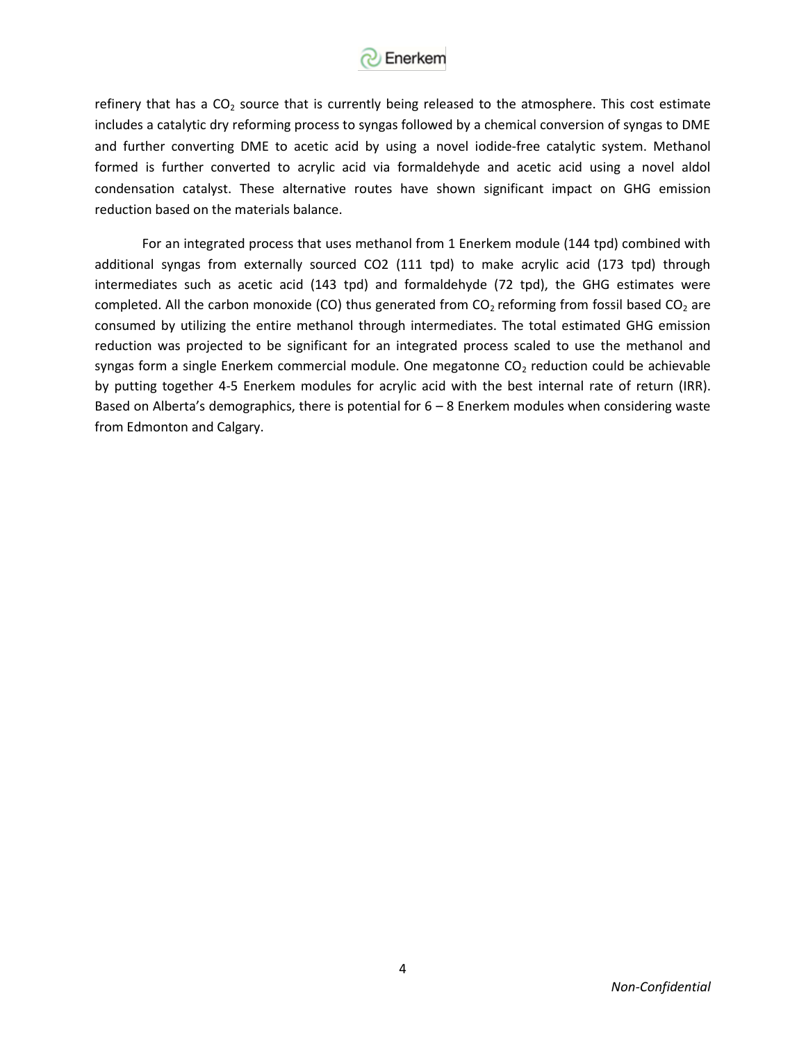refinery that has a $CO_2$ source that is currently being released to the atmosphere. This cost estimate includes a catalytic dry reforming process to syngas followed by a chemical conversion of syngas to DME and further converting DME to acetic acid by using a novel iodide-free catalytic system. Methanol formed is further converted to acrylic acid via formaldehyde and acetic acid using a novel aldol condensation catalyst. These alternative routes have shown significant impact on GHG emission reduction based on the materials balance.

For an integrated process that uses methanol from 1 Enerkem module (144 tpd) combined with additional syngas from externally sourced CO2 (111 tpd) to make acrylic acid (173 tpd) through intermediates such as acetic acid (143 tpd) and formaldehyde (72 tpd), the GHG estimates were completed. All the carbon monoxide (CO) thus generated from $CO_2$ reforming from fossil based $CO_2$ are consumed by utilizing the entire methanol through intermediates. The total estimated GHG emission reduction was projected to be significant for an integrated process scaled to use the methanol and syngas form a single Enerkem commercial module. One megatonne $CO_2$ reduction could be achievable by putting together 4-5 Enerkem modules for acrylic acid with the best internal rate of return (IRR). Based on Alberta's demographics, there is potential for 6 – 8 Enerkem modules when considering waste from Edmonton and Calgary.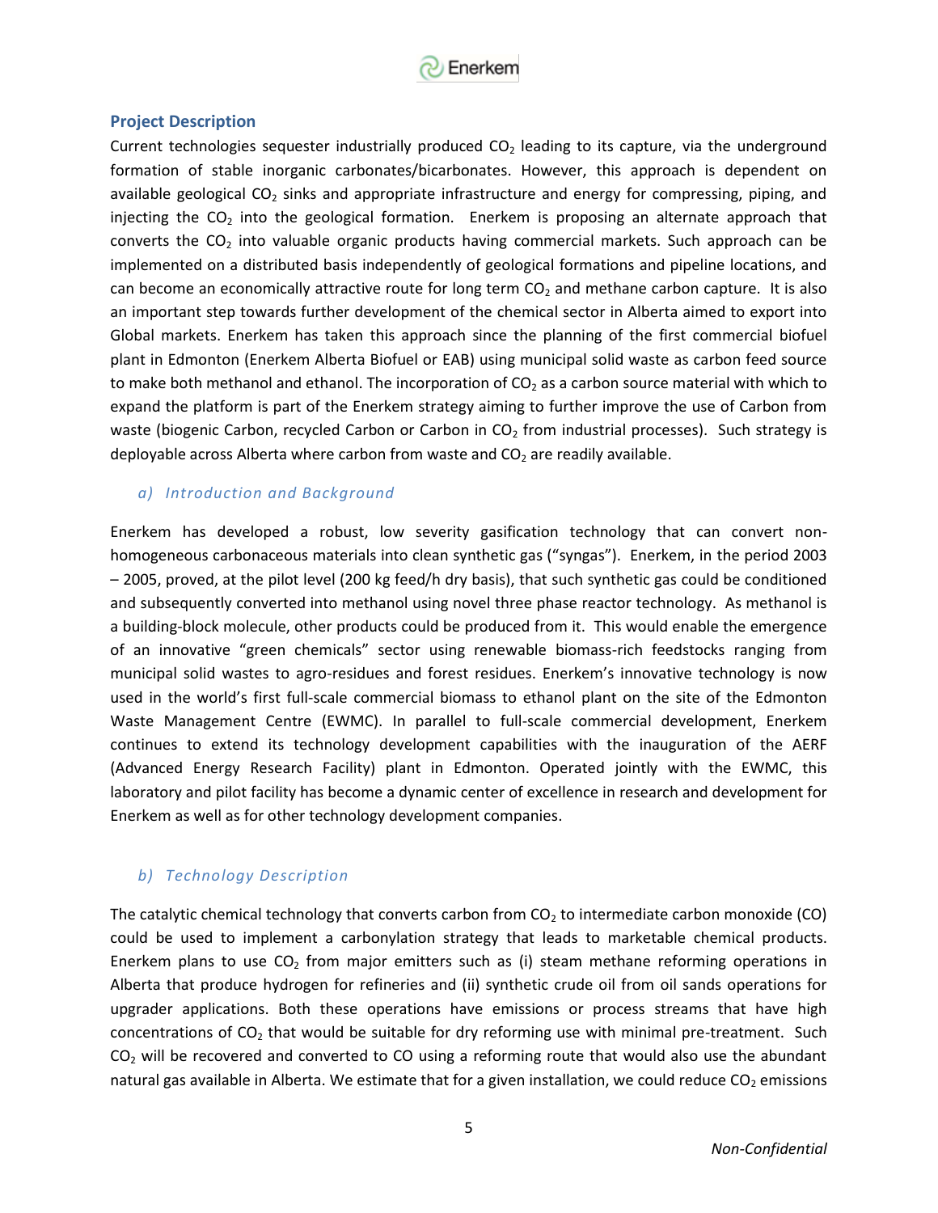## Project Description

Current technologies sequester industrially produced $CO_2$ leading to its capture, via the underground formation of stable inorganic carbonates/bicarbonates. However, this approach is dependent on available geological $CO_2$ sinks and appropriate infrastructure and energy for compressing, piping, and injecting the $CO_2$ into the geological formation. Enerkem is proposing an alternate approach that converts the $CO_2$ into valuable organic products having commercial markets. Such approach can be implemented on a distributed basis independently of geological formations and pipeline locations, and can become an economically attractive route for long term $CO_2$ and methane carbon capture. It is also an important step towards further development of the chemical sector in Alberta aimed to export into Global markets. Enerkem has taken this approach since the planning of the first commercial biofuel plant in Edmonton (Enerkem Alberta Biofuel or EAB) using municipal solid waste as carbon feed source to make both methanol and ethanol. The incorporation of $CO_2$ as a carbon source material with which to expand the platform is part of the Enerkem strategy aiming to further improve the use of Carbon from waste (biogenic Carbon, recycled Carbon or Carbon in $CO_2$ from industrial processes). Such strategy is deployable across Alberta where carbon from waste and $CO_2$ are readily available.

### *a) Introduction and Background*

Enerkem has developed a robust, low severity gasification technology that can convert non-homogeneous carbonaceous materials into clean synthetic gas ("syngas"). Enerkem, in the period 2003 – 2005, proved, at the pilot level (200 kg feed/h dry basis), that such synthetic gas could be conditioned and subsequently converted into methanol using novel three phase reactor technology. As methanol is a building-block molecule, other products could be produced from it. This would enable the emergence of an innovative "green chemicals" sector using renewable biomass-rich feedstocks ranging from municipal solid wastes to agro-residues and forest residues. Enerkem's innovative technology is now used in the world's first full-scale commercial biomass to ethanol plant on the site of the Edmonton Waste Management Centre (EWMC). In parallel to full-scale commercial development, Enerkem continues to extend its technology development capabilities with the inauguration of the AERF (Advanced Energy Research Facility) plant in Edmonton. Operated jointly with the EWMC, this laboratory and pilot facility has become a dynamic center of excellence in research and development for Enerkem as well as for other technology development companies.

### *b) Technology Description*

The catalytic chemical technology that converts carbon from $CO_2$ to intermediate carbon monoxide (CO) could be used to implement a carbonylation strategy that leads to marketable chemical products. Enerkem plans to use $CO_2$ from major emitters such as (i) steam methane reforming operations in Alberta that produce hydrogen for refineries and (ii) synthetic crude oil from oil sands operations for upgrader applications. Both these operations have emissions or process streams that have high concentrations of $CO_2$ that would be suitable for dry reforming use with minimal pre-treatment. Such $CO_2$ will be recovered and converted to CO using a reforming route that would also use the abundant natural gas available in Alberta. We estimate that for a given installation, we could reduce $CO_2$ emissions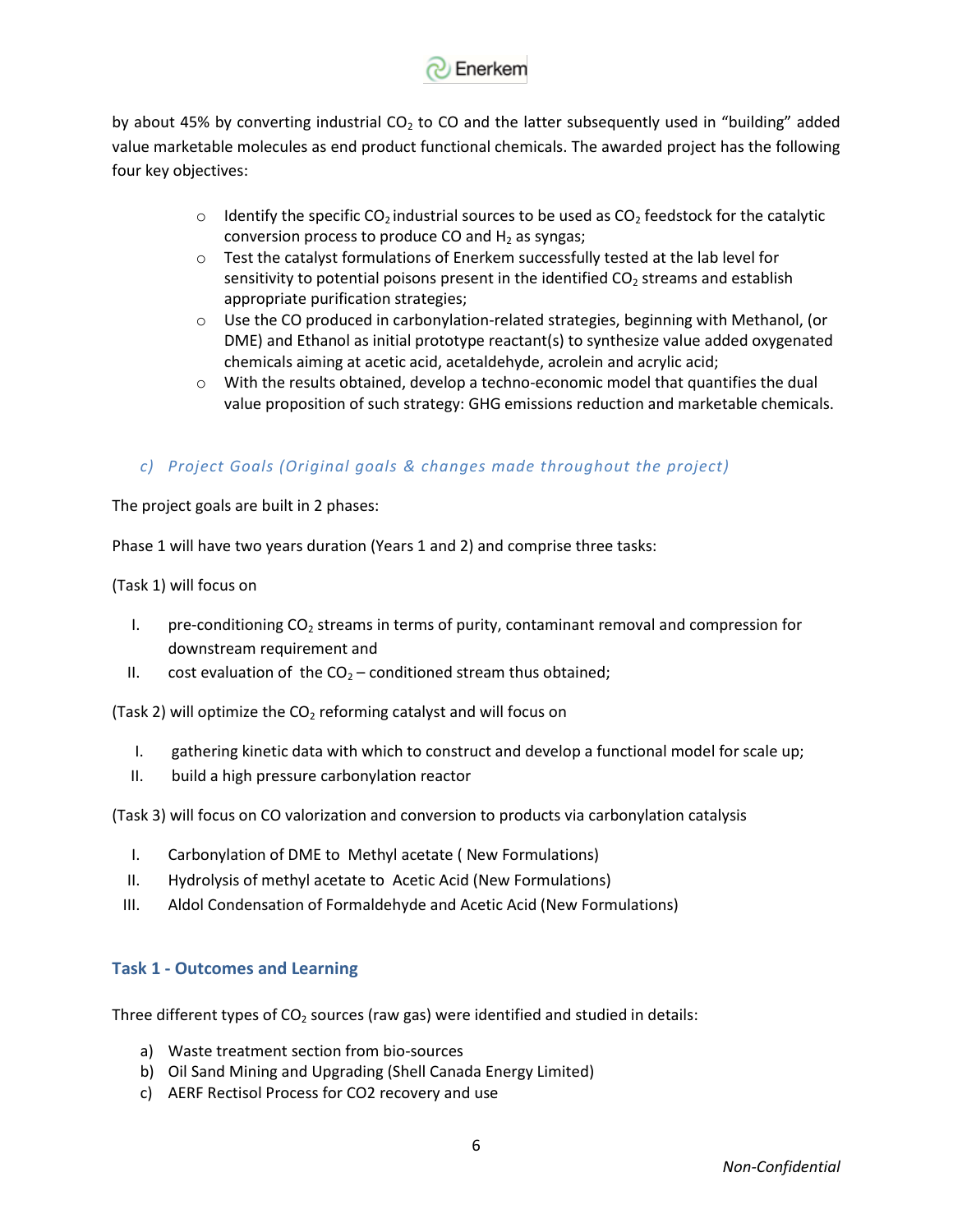by about 45% by converting industrial $CO_2$ to CO and the latter subsequently used in "building" added value marketable molecules as end product functional chemicals. The awarded project has the following four key objectives:

- Identify the specific $CO_2$ industrial sources to be used as $CO_2$ feedstock for the catalytic conversion process to produce CO and $H_2$ as syngas;
- Test the catalyst formulations of Enerkem successfully tested at the lab level for sensitivity to potential poisons present in the identified $CO_2$ streams and establish appropriate purification strategies;
- Use the CO produced in carbonylation-related strategies, beginning with Methanol, (or DME) and Ethanol as initial prototype reactant(s) to synthesize value added oxygenated chemicals aiming at acetic acid, acetaldehyde, acrolein and acrylic acid;
- With the results obtained, develop a techno-economic model that quantifies the dual value proposition of such strategy: GHG emissions reduction and marketable chemicals.

### *c) Project Goals (Original goals & changes made throughout the project)*

The project goals are built in 2 phases:

Phase 1 will have two years duration (Years 1 and 2) and comprise three tasks:

(Task 1) will focus on

I. pre-conditioning $CO_2$ streams in terms of purity, contaminant removal and compression for downstream requirement and
II. cost evaluation of the $CO_2$ – conditioned stream thus obtained;

(Task 2) will optimize the $CO_2$ reforming catalyst and will focus on

I. gathering kinetic data with which to construct and develop a functional model for scale up;
II. build a high pressure carbonylation reactor

(Task 3) will focus on CO valorization and conversion to products via carbonylation catalysis

I. Carbonylation of DME to Methyl acetate ( New Formulations)
II. Hydrolysis of methyl acetate to Acetic Acid (New Formulations)
III. Aldol Condensation of Formaldehyde and Acetic Acid (New Formulations)

## Task 1 - Outcomes and Learning

Three different types of $CO_2$ sources (raw gas) were identified and studied in details:

a) Waste treatment section from bio-sources
b) Oil Sand Mining and Upgrading (Shell Canada Energy Limited)
c) AERF Rectisol Process for CO2 recovery and use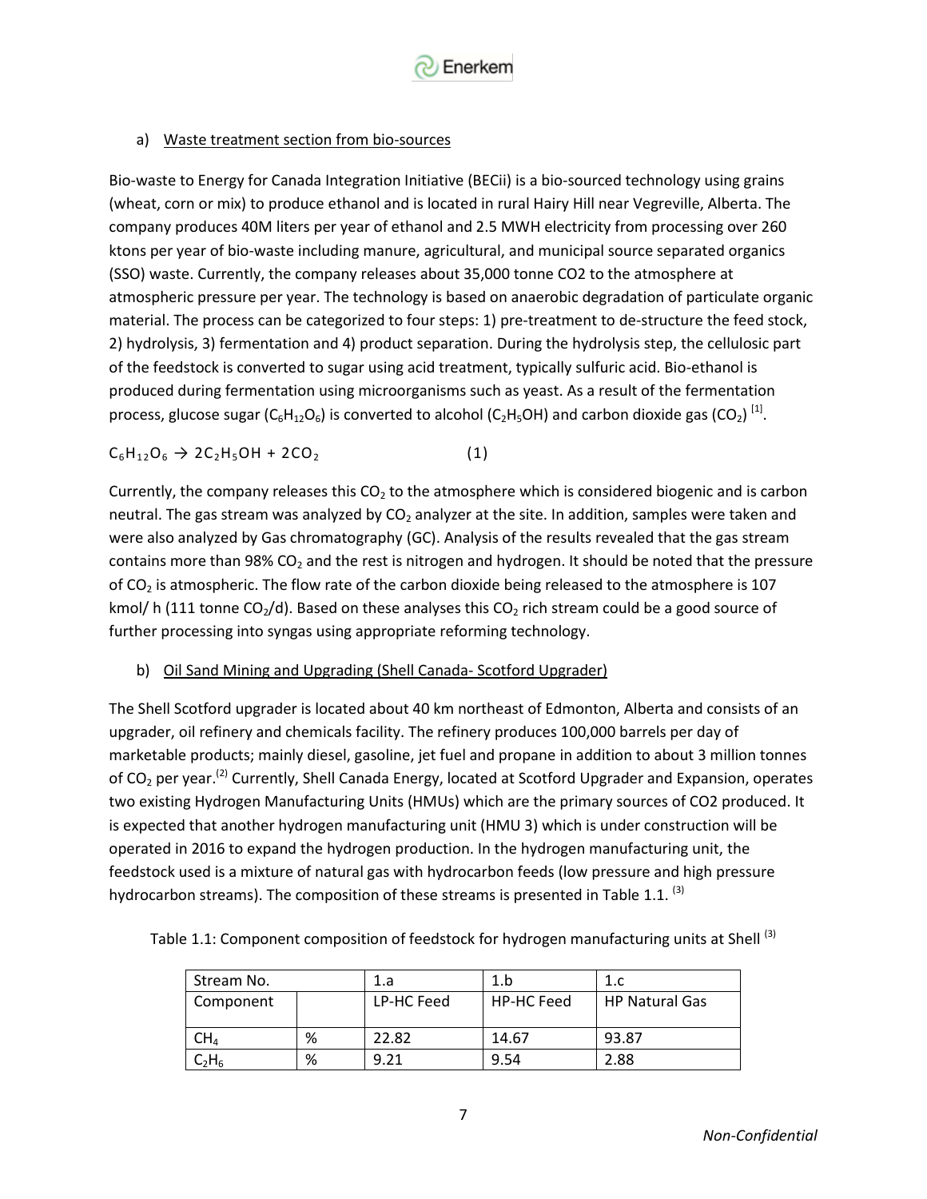a) Waste treatment section from bio-sources

Bio-waste to Energy for Canada Integration Initiative (BECii) is a bio-sourced technology using grains (wheat, corn or mix) to produce ethanol and is located in rural Hairy Hill near Vegreville, Alberta. The company produces 40M liters per year of ethanol and 2.5 MWH electricity from processing over 260 ktons per year of bio-waste including manure, agricultural, and municipal source separated organics (SSO) waste. Currently, the company releases about 35,000 tonne CO2 to the atmosphere at atmospheric pressure per year. The technology is based on anaerobic degradation of particulate organic material. The process can be categorized to four steps: 1) pre-treatment to de-structure the feed stock, 2) hydrolysis, 3) fermentation and 4) product separation. During the hydrolysis step, the cellulosic part of the feedstock is converted to sugar using acid treatment, typically sulfuric acid. Bio-ethanol is produced during fermentation using microorganisms such as yeast. As a result of the fermentation process, glucose sugar ($C_6H_{12}O_6$) is converted to alcohol ($C_2H_5OH$) and carbon dioxide gas ($CO_2$) [1].

$$C_6H_{12}O_6 \rightarrow 2C_2H_5OH + 2CO_2 \qquad (1)$$

Currently, the company releases this $CO_2$ to the atmosphere which is considered biogenic and is carbon neutral. The gas stream was analyzed by $CO_2$ analyzer at the site. In addition, samples were taken and were also analyzed by Gas chromatography (GC). Analysis of the results revealed that the gas stream contains more than 98% $CO_2$ and the rest is nitrogen and hydrogen. It should be noted that the pressure of $CO_2$ is atmospheric. The flow rate of the carbon dioxide being released to the atmosphere is 107 kmol/ h (111 tonne $CO_2$/d). Based on these analyses this $CO_2$ rich stream could be a good source of further processing into syngas using appropriate reforming technology.

b) Oil Sand Mining and Upgrading (Shell Canada- Scotford Upgrader)

The Shell Scotford upgrader is located about 40 km northeast of Edmonton, Alberta and consists of an upgrader, oil refinery and chemicals facility. The refinery produces 100,000 barrels per day of marketable products; mainly diesel, gasoline, jet fuel and propane in addition to about 3 million tonnes of $CO_2$ per year.[2] Currently, Shell Canada Energy, located at Scotford Upgrader and Expansion, operates two existing Hydrogen Manufacturing Units (HMUs) which are the primary sources of CO2 produced. It is expected that another hydrogen manufacturing unit (HMU 3) which is under construction will be operated in 2016 to expand the hydrogen production. In the hydrogen manufacturing unit, the feedstock used is a mixture of natural gas with hydrocarbon feeds (low pressure and high pressure hydrocarbon streams). The composition of these streams is presented in Table 1.1. [3]

Table 1.1: Component composition of feedstock for hydrogen manufacturing units at Shell [3]

| Stream No. | | 1.a | 1.b | 1.c |
|---|---|---|---|---|
| Component | | LP-HC Feed | HP-HC Feed | HP Natural Gas |
| $CH_4$ | % | 22.82 | 14.67 | 93.87 |
| $C_2H_6$ | % | 9.21 | 9.54 | 2.88 |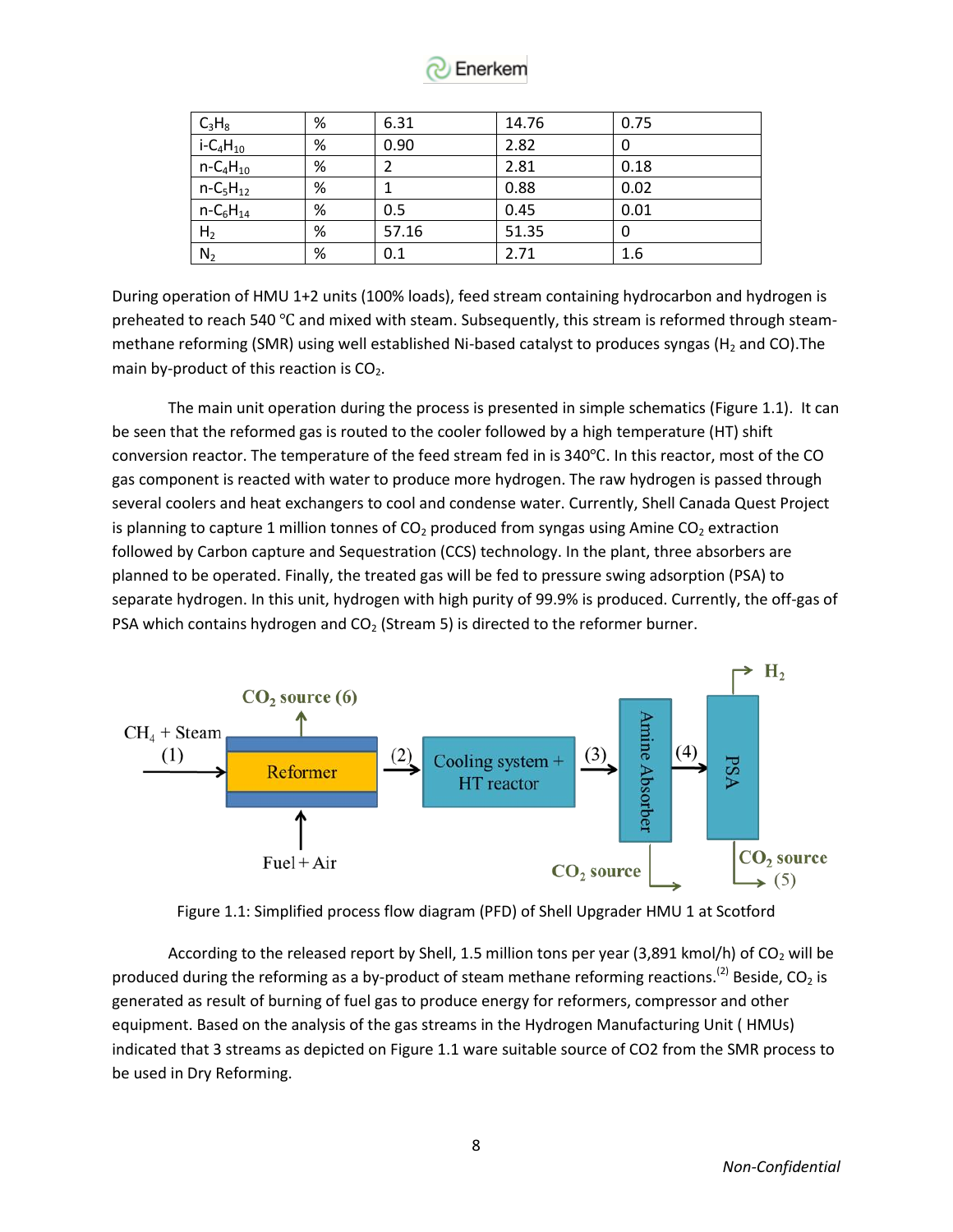| $C_3H_8$ | % | 6.31 | 14.76 | 0.75 |
|---|---|---|---|---|
| i-$C_4H_{10}$ | % | 0.90 | 2.82 | 0 |
| n-$C_4H_{10}$ | % | 2 | 2.81 | 0.18 |
| n-$C_5H_{12}$ | % | 1 | 0.88 | 0.02 |
| n-$C_6H_{14}$ | % | 0.5 | 0.45 | 0.01 |
| $H_2$ | % | 57.16 | 51.35 | 0 |
| $N_2$ | % | 0.1 | 2.71 | 1.6 |

During operation of HMU 1+2 units (100% loads), feed stream containing hydrocarbon and hydrogen is preheated to reach 540 ℃ and mixed with steam. Subsequently, this stream is reformed through steam-methane reforming (SMR) using well established Ni-based catalyst to produces syngas ($H_2$ and CO).The main by-product of this reaction is $CO_2$.

The main unit operation during the process is presented in simple schematics (Figure 1.1). It can be seen that the reformed gas is routed to the cooler followed by a high temperature (HT) shift conversion reactor. The temperature of the feed stream fed in is 340℃. In this reactor, most of the CO gas component is reacted with water to produce more hydrogen. The raw hydrogen is passed through several coolers and heat exchangers to cool and condense water. Currently, Shell Canada Quest Project is planning to capture 1 million tonnes of $CO_2$ produced from syngas using Amine $CO_2$ extraction followed by Carbon capture and Sequestration (CCS) technology. In the plant, three absorbers are planned to be operated. Finally, the treated gas will be fed to pressure swing adsorption (PSA) to separate hydrogen. In this unit, hydrogen with high purity of 99.9% is produced. Currently, the off-gas of PSA which contains hydrogen and $CO_2$ (Stream 5) is directed to the reformer burner.

$CH_4$ + Steam (1) → Reformer → (2) → Cooling system + HT reactor → (3) → Amine Absorber → (4) → PSA → $H_2$

Reformer: Fuel + Air (in); $CO_2$ source (6) (out). Amine Absorber: $CO_2$ source (out). PSA: $CO_2$ source (5) (out).

Figure 1.1: Simplified process flow diagram (PFD) of Shell Upgrader HMU 1 at Scotford

According to the released report by Shell, 1.5 million tons per year (3,891 kmol/h) of $CO_2$ will be produced during the reforming as a by-product of steam methane reforming reactions.[2] Beside, $CO_2$ is generated as result of burning of fuel gas to produce energy for reformers, compressor and other equipment. Based on the analysis of the gas streams in the Hydrogen Manufacturing Unit ( HMUs) indicated that 3 streams as depicted on Figure 1.1 ware suitable source of CO2 from the SMR process to be used in Dry Reforming.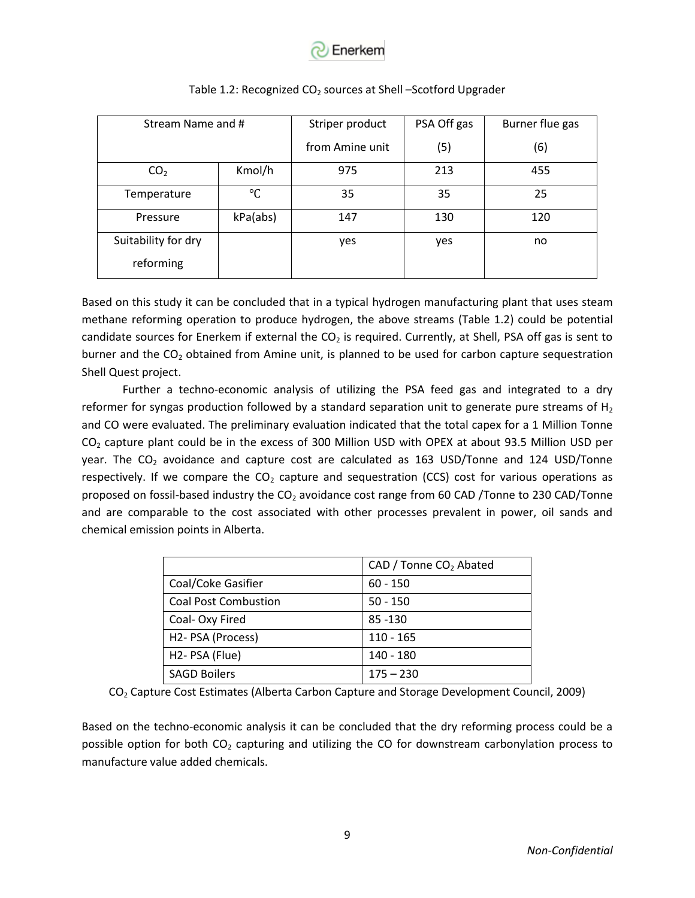Table 1.2: Recognized $CO_2$ sources at Shell –Scotford Upgrader

| Stream Name and # | | Striper product from Amine unit | PSA Off gas (5) | Burner flue gas (6) |
|---|---|---|---|---|
| $CO_2$ | Kmol/h | 975 | 213 | 455 |
| Temperature | °C | 35 | 35 | 25 |
| Pressure | kPa(abs) | 147 | 130 | 120 |
| Suitability for dry reforming | | yes | yes | no |

Based on this study it can be concluded that in a typical hydrogen manufacturing plant that uses steam methane reforming operation to produce hydrogen, the above streams (Table 1.2) could be potential candidate sources for Enerkem if external the $CO_2$ is required. Currently, at Shell, PSA off gas is sent to burner and the $CO_2$ obtained from Amine unit, is planned to be used for carbon capture sequestration Shell Quest project.

Further a techno-economic analysis of utilizing the PSA feed gas and integrated to a dry reformer for syngas production followed by a standard separation unit to generate pure streams of $H_2$ and CO were evaluated. The preliminary evaluation indicated that the total capex for a 1 Million Tonne $CO_2$ capture plant could be in the excess of 300 Million USD with OPEX at about 93.5 Million USD per year. The $CO_2$ avoidance and capture cost are calculated as 163 USD/Tonne and 124 USD/Tonne respectively. If we compare the $CO_2$ capture and sequestration (CCS) cost for various operations as proposed on fossil-based industry the $CO_2$ avoidance cost range from 60 CAD /Tonne to 230 CAD/Tonne and are comparable to the cost associated with other processes prevalent in power, oil sands and chemical emission points in Alberta.

| | CAD / Tonne $CO_2$ Abated |
|---|---|
| Coal/Coke Gasifier | 60 - 150 |
| Coal Post Combustion | 50 - 150 |
| Coal- Oxy Fired | 85 -130 |
| H2- PSA (Process) | 110 - 165 |
| H2- PSA (Flue) | 140 - 180 |
| SAGD Boilers | 175 – 230 |

$CO_2$ Capture Cost Estimates (Alberta Carbon Capture and Storage Development Council, 2009)

Based on the techno-economic analysis it can be concluded that the dry reforming process could be a possible option for both $CO_2$ capturing and utilizing the CO for downstream carbonylation process to manufacture value added chemicals.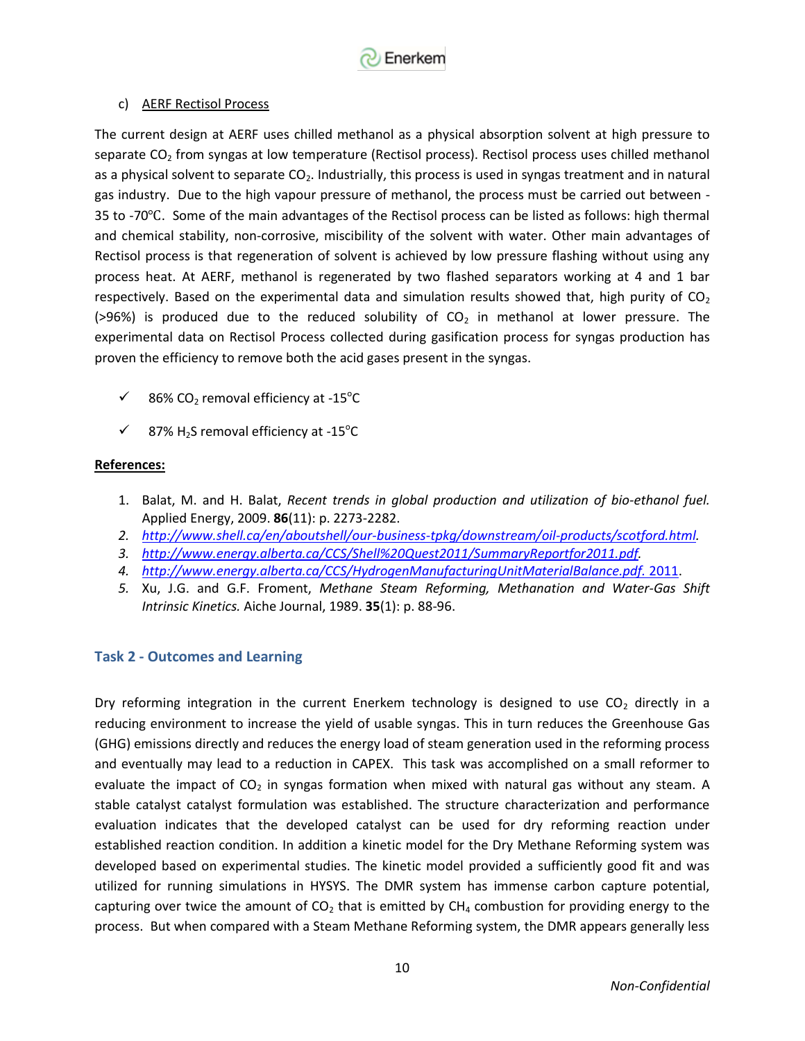c) AERF Rectisol Process

The current design at AERF uses chilled methanol as a physical absorption solvent at high pressure to separate $CO_2$ from syngas at low temperature (Rectisol process). Rectisol process uses chilled methanol as a physical solvent to separate $CO_2$. Industrially, this process is used in syngas treatment and in natural gas industry. Due to the high vapour pressure of methanol, the process must be carried out between -35 to -70°C. Some of the main advantages of the Rectisol process can be listed as follows: high thermal and chemical stability, non-corrosive, miscibility of the solvent with water. Other main advantages of Rectisol process is that regeneration of solvent is achieved by low pressure flashing without using any process heat. At AERF, methanol is regenerated by two flashed separators working at 4 and 1 bar respectively. Based on the experimental data and simulation results showed that, high purity of $CO_2$ (>96%) is produced due to the reduced solubility of $CO_2$ in methanol at lower pressure. The experimental data on Rectisol Process collected during gasification process for syngas production has proven the efficiency to remove both the acid gases present in the syngas.

- ✓ 86% $CO_2$ removal efficiency at -15°C
- ✓ 87% $H_2S$ removal efficiency at -15°C

**References:**

1. Balat, M. and H. Balat, *Recent trends in global production and utilization of bio-ethanol fuel.* Applied Energy, 2009. **86**(11): p. 2273-2282.
2. http://www.shell.ca/en/aboutshell/our-business-tpkg/downstream/oil-products/scotford.html.
3. http://www.energy.alberta.ca/CCS/Shell%20Quest2011/SummaryReportfor2011.pdf.
4. http://www.energy.alberta.ca/CCS/HydrogenManufacturingUnitMaterialBalance.pdf. 2011.
5. Xu, J.G. and G.F. Froment, *Methane Steam Reforming, Methanation and Water-Gas Shift Intrinsic Kinetics.* Aiche Journal, 1989. **35**(1): p. 88-96.

## Task 2 - Outcomes and Learning

Dry reforming integration in the current Enerkem technology is designed to use $CO_2$ directly in a reducing environment to increase the yield of usable syngas. This in turn reduces the Greenhouse Gas (GHG) emissions directly and reduces the energy load of steam generation used in the reforming process and eventually may lead to a reduction in CAPEX. This task was accomplished on a small reformer to evaluate the impact of $CO_2$ in syngas formation when mixed with natural gas without any steam. A stable catalyst catalyst formulation was established. The structure characterization and performance evaluation indicates that the developed catalyst can be used for dry reforming reaction under established reaction condition. In addition a kinetic model for the Dry Methane Reforming system was developed based on experimental studies. The kinetic model provided a sufficiently good fit and was utilized for running simulations in HYSYS. The DMR system has immense carbon capture potential, capturing over twice the amount of $CO_2$ that is emitted by $CH_4$ combustion for providing energy to the process. But when compared with a Steam Methane Reforming system, the DMR appears generally less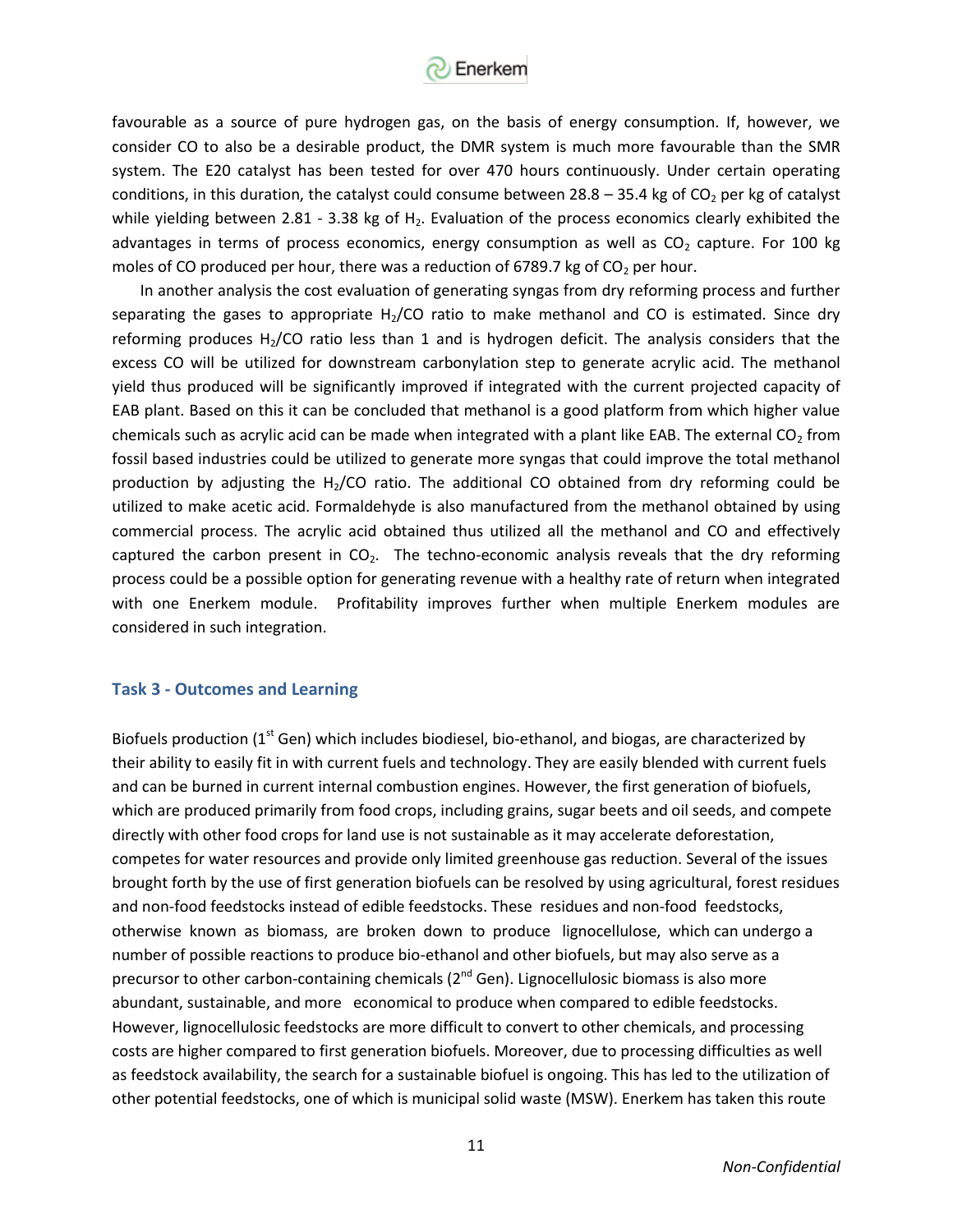favourable as a source of pure hydrogen gas, on the basis of energy consumption. If, however, we consider CO to also be a desirable product, the DMR system is much more favourable than the SMR system. The E20 catalyst has been tested for over 470 hours continuously. Under certain operating conditions, in this duration, the catalyst could consume between 28.8 – 35.4 kg of $CO_2$ per kg of catalyst while yielding between 2.81 - 3.38 kg of $H_2$. Evaluation of the process economics clearly exhibited the advantages in terms of process economics, energy consumption as well as $CO_2$ capture. For 100 kg moles of CO produced per hour, there was a reduction of 6789.7 kg of $CO_2$ per hour.

In another analysis the cost evaluation of generating syngas from dry reforming process and further separating the gases to appropriate $H_2$/CO ratio to make methanol and CO is estimated. Since dry reforming produces $H_2$/CO ratio less than 1 and is hydrogen deficit. The analysis considers that the excess CO will be utilized for downstream carbonylation step to generate acrylic acid. The methanol yield thus produced will be significantly improved if integrated with the current projected capacity of EAB plant. Based on this it can be concluded that methanol is a good platform from which higher value chemicals such as acrylic acid can be made when integrated with a plant like EAB. The external $CO_2$ from fossil based industries could be utilized to generate more syngas that could improve the total methanol production by adjusting the $H_2$/CO ratio. The additional CO obtained from dry reforming could be utilized to make acetic acid. Formaldehyde is also manufactured from the methanol obtained by using commercial process. The acrylic acid obtained thus utilized all the methanol and CO and effectively captured the carbon present in $CO_2$. The techno-economic analysis reveals that the dry reforming process could be a possible option for generating revenue with a healthy rate of return when integrated with one Enerkem module. Profitability improves further when multiple Enerkem modules are considered in such integration.

## Task 3 - Outcomes and Learning

Biofuels production (1st Gen) which includes biodiesel, bio-ethanol, and biogas, are characterized by their ability to easily fit in with current fuels and technology. They are easily blended with current fuels and can be burned in current internal combustion engines. However, the first generation of biofuels, which are produced primarily from food crops, including grains, sugar beets and oil seeds, and compete directly with other food crops for land use is not sustainable as it may accelerate deforestation, competes for water resources and provide only limited greenhouse gas reduction. Several of the issues brought forth by the use of first generation biofuels can be resolved by using agricultural, forest residues and non-food feedstocks instead of edible feedstocks. These residues and non-food feedstocks, otherwise known as biomass, are broken down to produce lignocellulose, which can undergo a number of possible reactions to produce bio-ethanol and other biofuels, but may also serve as a precursor to other carbon-containing chemicals (2nd Gen). Lignocellulosic biomass is also more abundant, sustainable, and more economical to produce when compared to edible feedstocks. However, lignocellulosic feedstocks are more difficult to convert to other chemicals, and processing costs are higher compared to first generation biofuels. Moreover, due to processing difficulties as well as feedstock availability, the search for a sustainable biofuel is ongoing. This has led to the utilization of other potential feedstocks, one of which is municipal solid waste (MSW). Enerkem has taken this route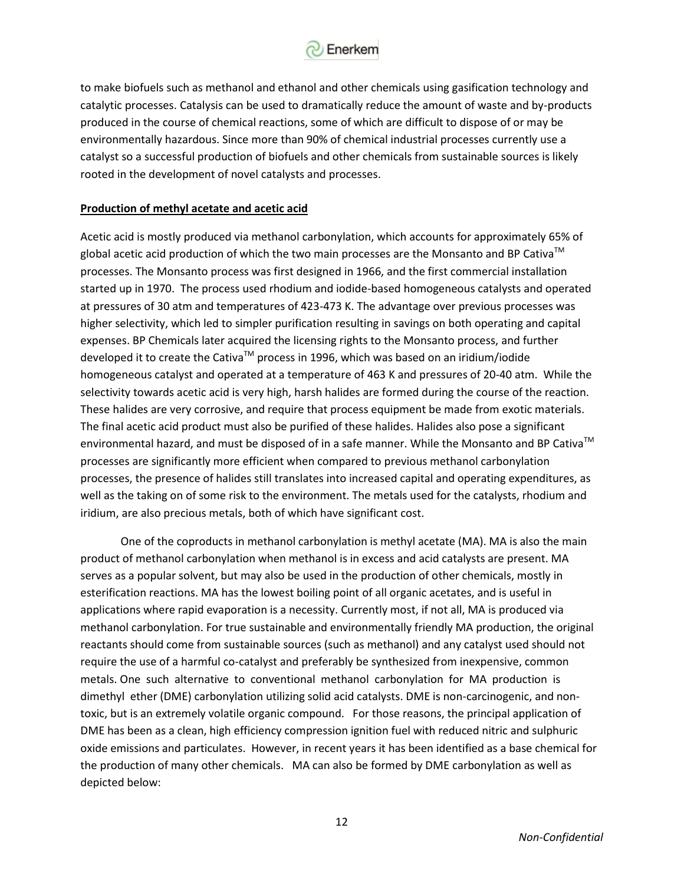to make biofuels such as methanol and ethanol and other chemicals using gasification technology and catalytic processes. Catalysis can be used to dramatically reduce the amount of waste and by-products produced in the course of chemical reactions, some of which are difficult to dispose of or may be environmentally hazardous. Since more than 90% of chemical industrial processes currently use a catalyst so a successful production of biofuels and other chemicals from sustainable sources is likely rooted in the development of novel catalysts and processes.

**Production of methyl acetate and acetic acid**

Acetic acid is mostly produced via methanol carbonylation, which accounts for approximately 65% of global acetic acid production of which the two main processes are the Monsanto and BP Cativa$^{TM}$ processes. The Monsanto process was first designed in 1966, and the first commercial installation started up in 1970. The process used rhodium and iodide-based homogeneous catalysts and operated at pressures of 30 atm and temperatures of 423-473 K. The advantage over previous processes was higher selectivity, which led to simpler purification resulting in savings on both operating and capital expenses. BP Chemicals later acquired the licensing rights to the Monsanto process, and further developed it to create the Cativa$^{TM}$ process in 1996, which was based on an iridium/iodide homogeneous catalyst and operated at a temperature of 463 K and pressures of 20-40 atm. While the selectivity towards acetic acid is very high, harsh halides are formed during the course of the reaction. These halides are very corrosive, and require that process equipment be made from exotic materials. The final acetic acid product must also be purified of these halides. Halides also pose a significant environmental hazard, and must be disposed of in a safe manner. While the Monsanto and BP Cativa$^{TM}$ processes are significantly more efficient when compared to previous methanol carbonylation processes, the presence of halides still translates into increased capital and operating expenditures, as well as the taking on of some risk to the environment. The metals used for the catalysts, rhodium and iridium, are also precious metals, both of which have significant cost.

One of the coproducts in methanol carbonylation is methyl acetate (MA). MA is also the main product of methanol carbonylation when methanol is in excess and acid catalysts are present. MA serves as a popular solvent, but may also be used in the production of other chemicals, mostly in esterification reactions. MA has the lowest boiling point of all organic acetates, and is useful in applications where rapid evaporation is a necessity. Currently most, if not all, MA is produced via methanol carbonylation. For true sustainable and environmentally friendly MA production, the original reactants should come from sustainable sources (such as methanol) and any catalyst used should not require the use of a harmful co-catalyst and preferably be synthesized from inexpensive, common metals. One such alternative to conventional methanol carbonylation for MA production is dimethyl ether (DME) carbonylation utilizing solid acid catalysts. DME is non-carcinogenic, and non-toxic, but is an extremely volatile organic compound. For those reasons, the principal application of DME has been as a clean, high efficiency compression ignition fuel with reduced nitric and sulphuric oxide emissions and particulates. However, in recent years it has been identified as a base chemical for the production of many other chemicals. MA can also be formed by DME carbonylation as well as depicted below:

*Non-Confidential*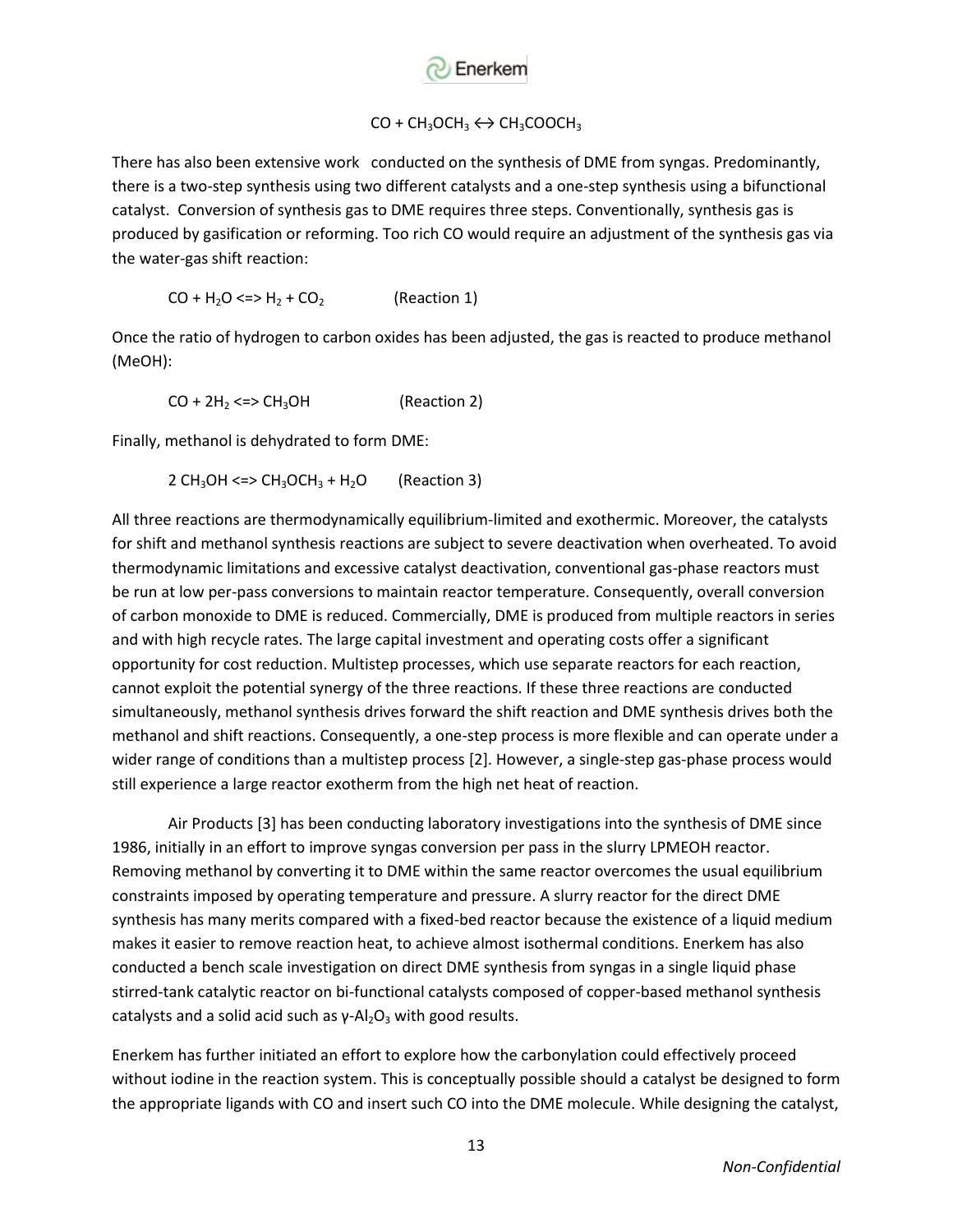$$CO + CH_3OCH_3 \leftrightarrow CH_3COOCH_3$$

There has also been extensive work conducted on the synthesis of DME from syngas. Predominantly, there is a two-step synthesis using two different catalysts and a one-step synthesis using a bifunctional catalyst. Conversion of synthesis gas to DME requires three steps. Conventionally, synthesis gas is produced by gasification or reforming. Too rich CO would require an adjustment of the synthesis gas via the water-gas shift reaction:

$$CO + H_2O <=> H_2 + CO_2 \qquad \text{(Reaction 1)}$$

Once the ratio of hydrogen to carbon oxides has been adjusted, the gas is reacted to produce methanol (MeOH):

$$CO + 2H_2 <=> CH_3OH \qquad \text{(Reaction 2)}$$

Finally, methanol is dehydrated to form DME:

$$2\ CH_3OH <=> CH_3OCH_3 + H_2O \qquad \text{(Reaction 3)}$$

All three reactions are thermodynamically equilibrium-limited and exothermic. Moreover, the catalysts for shift and methanol synthesis reactions are subject to severe deactivation when overheated. To avoid thermodynamic limitations and excessive catalyst deactivation, conventional gas-phase reactors must be run at low per-pass conversions to maintain reactor temperature. Consequently, overall conversion of carbon monoxide to DME is reduced. Commercially, DME is produced from multiple reactors in series and with high recycle rates. The large capital investment and operating costs offer a significant opportunity for cost reduction. Multistep processes, which use separate reactors for each reaction, cannot exploit the potential synergy of the three reactions. If these three reactions are conducted simultaneously, methanol synthesis drives forward the shift reaction and DME synthesis drives both the methanol and shift reactions. Consequently, a one-step process is more flexible and can operate under a wider range of conditions than a multistep process [2]. However, a single-step gas-phase process would still experience a large reactor exotherm from the high net heat of reaction.

Air Products [3] has been conducting laboratory investigations into the synthesis of DME since 1986, initially in an effort to improve syngas conversion per pass in the slurry LPMEOH reactor. Removing methanol by converting it to DME within the same reactor overcomes the usual equilibrium constraints imposed by operating temperature and pressure. A slurry reactor for the direct DME synthesis has many merits compared with a fixed-bed reactor because the existence of a liquid medium makes it easier to remove reaction heat, to achieve almost isothermal conditions. Enerkem has also conducted a bench scale investigation on direct DME synthesis from syngas in a single liquid phase stirred-tank catalytic reactor on bi-functional catalysts composed of copper-based methanol synthesis catalysts and a solid acid such as $\gamma$-$Al_2O_3$ with good results.

Enerkem has further initiated an effort to explore how the carbonylation could effectively proceed without iodine in the reaction system. This is conceptually possible should a catalyst be designed to form the appropriate ligands with CO and insert such CO into the DME molecule. While designing the catalyst,

*Non-Confidential*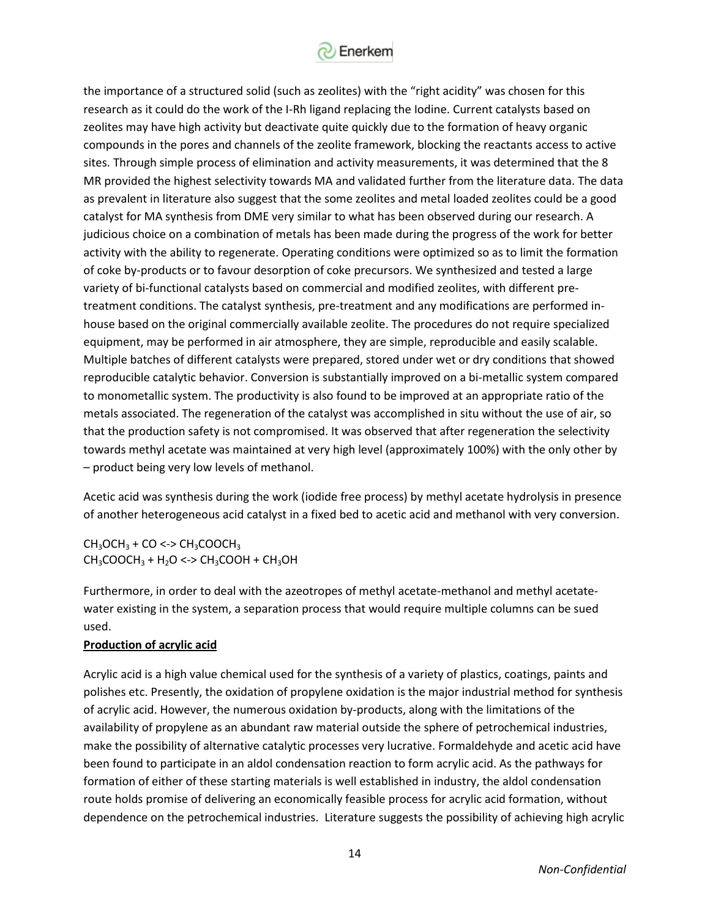the importance of a structured solid (such as zeolites) with the "right acidity" was chosen for this research as it could do the work of the I-Rh ligand replacing the Iodine. Current catalysts based on zeolites may have high activity but deactivate quite quickly due to the formation of heavy organic compounds in the pores and channels of the zeolite framework, blocking the reactants access to active sites. Through simple process of elimination and activity measurements, it was determined that the 8 MR provided the highest selectivity towards MA and validated further from the literature data. The data as prevalent in literature also suggest that the some zeolites and metal loaded zeolites could be a good catalyst for MA synthesis from DME very similar to what has been observed during our research. A judicious choice on a combination of metals has been made during the progress of the work for better activity with the ability to regenerate. Operating conditions were optimized so as to limit the formation of coke by-products or to favour desorption of coke precursors. We synthesized and tested a large variety of bi-functional catalysts based on commercial and modified zeolites, with different pre-treatment conditions. The catalyst synthesis, pre-treatment and any modifications are performed in-house based on the original commercially available zeolite. The procedures do not require specialized equipment, may be performed in air atmosphere, they are simple, reproducible and easily scalable. Multiple batches of different catalysts were prepared, stored under wet or dry conditions that showed reproducible catalytic behavior. Conversion is substantially improved on a bi-metallic system compared to monometallic system. The productivity is also found to be improved at an appropriate ratio of the metals associated. The regeneration of the catalyst was accomplished in situ without the use of air, so that the production safety is not compromised. It was observed that after regeneration the selectivity towards methyl acetate was maintained at very high level (approximately 100%) with the only other by – product being very low levels of methanol.

Acetic acid was synthesis during the work (iodide free process) by methyl acetate hydrolysis in presence of another heterogeneous acid catalyst in a fixed bed to acetic acid and methanol with very conversion.

$CH_3OCH_3 + CO <-> CH_3COOCH_3$
$CH_3COOCH_3 + H_2O <-> CH_3COOH + CH_3OH$

Furthermore, in order to deal with the azeotropes of methyl acetate-methanol and methyl acetate-water existing in the system, a separation process that would require multiple columns can be sued used.

**Production of acrylic acid**

Acrylic acid is a high value chemical used for the synthesis of a variety of plastics, coatings, paints and polishes etc. Presently, the oxidation of propylene oxidation is the major industrial method for synthesis of acrylic acid. However, the numerous oxidation by-products, along with the limitations of the availability of propylene as an abundant raw material outside the sphere of petrochemical industries, make the possibility of alternative catalytic processes very lucrative. Formaldehyde and acetic acid have been found to participate in an aldol condensation reaction to form acrylic acid. As the pathways for formation of either of these starting materials is well established in industry, the aldol condensation route holds promise of delivering an economically feasible process for acrylic acid formation, without dependence on the petrochemical industries. Literature suggests the possibility of achieving high acrylic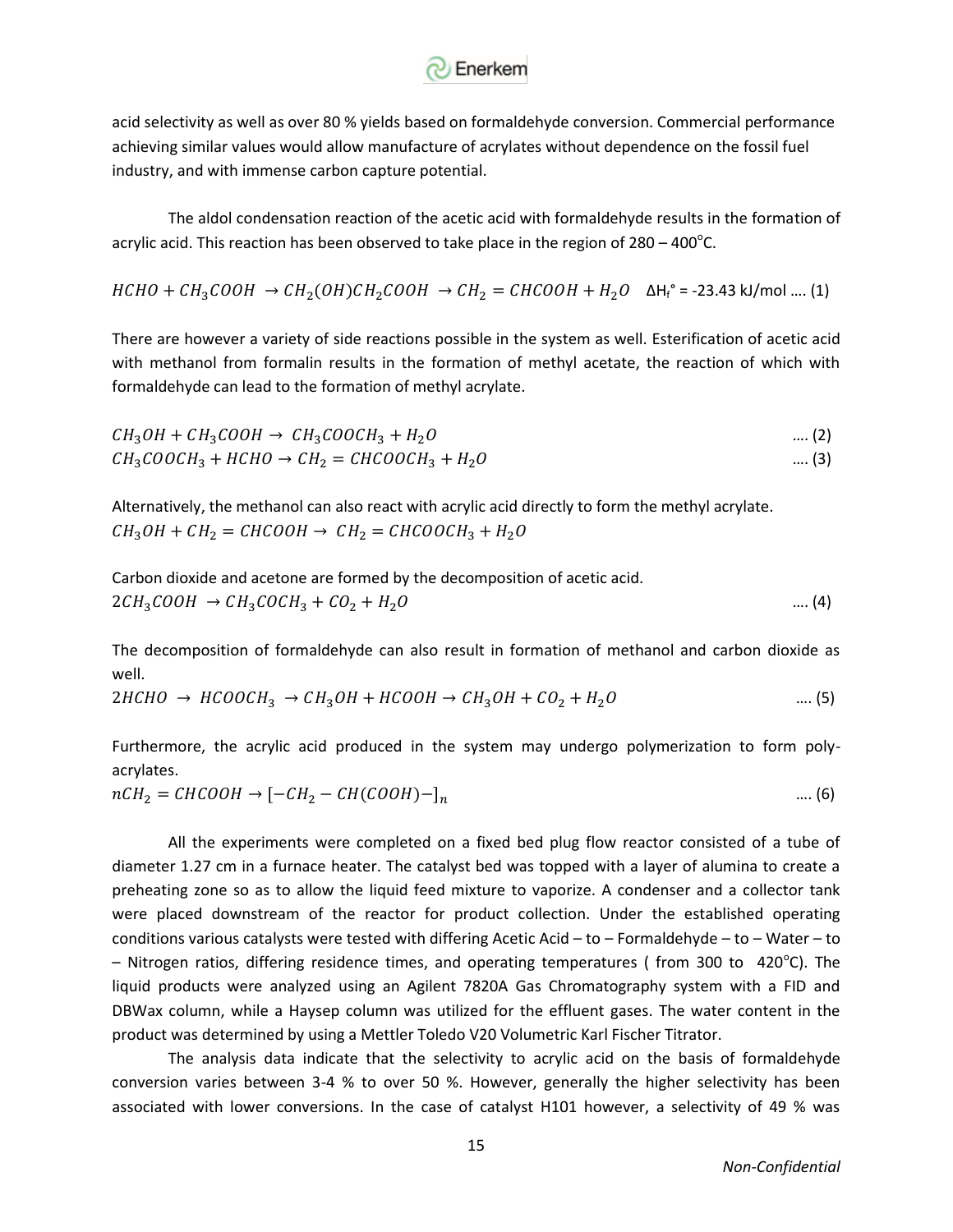acid selectivity as well as over 80 % yields based on formaldehyde conversion. Commercial performance achieving similar values would allow manufacture of acrylates without dependence on the fossil fuel industry, and with immense carbon capture potential.

The aldol condensation reaction of the acetic acid with formaldehyde results in the formation of acrylic acid. This reaction has been observed to take place in the region of 280 – 400°C.

$$HCHO + CH_3COOH \rightarrow CH_2(OH)CH_2COOH \rightarrow CH_2 = CHCOOH + H_2O \quad \Delta H_f^\circ = -23.43 \text{ kJ/mol} \quad \text{.... (1)}$$

There are however a variety of side reactions possible in the system as well. Esterification of acetic acid with methanol from formalin results in the formation of methyl acetate, the reaction of which with formaldehyde can lead to the formation of methyl acrylate.

$$CH_3OH + CH_3COOH \rightarrow CH_3COOCH_3 + H_2O \quad \text{.... (2)}$$

$$CH_3COOCH_3 + HCHO \rightarrow CH_2 = CHCOOCH_3 + H_2O \quad \text{.... (3)}$$

Alternatively, the methanol can also react with acrylic acid directly to form the methyl acrylate.

$$CH_3OH + CH_2 = CHCOOH \rightarrow CH_2 = CHCOOCH_3 + H_2O$$

Carbon dioxide and acetone are formed by the decomposition of acetic acid.

$$2CH_3COOH \rightarrow CH_3COCH_3 + CO_2 + H_2O \quad \text{.... (4)}$$

The decomposition of formaldehyde can also result in formation of methanol and carbon dioxide as well.

$$2HCHO \rightarrow HCOOCH_3 \rightarrow CH_3OH + HCOOH \rightarrow CH_3OH + CO_2 + H_2O \quad \text{.... (5)}$$

Furthermore, the acrylic acid produced in the system may undergo polymerization to form poly-acrylates.

$$nCH_2 = CHCOOH \rightarrow [-CH_2 - CH(COOH)-]_n \quad \text{.... (6)}$$

All the experiments were completed on a fixed bed plug flow reactor consisted of a tube of diameter 1.27 cm in a furnace heater. The catalyst bed was topped with a layer of alumina to create a preheating zone so as to allow the liquid feed mixture to vaporize. A condenser and a collector tank were placed downstream of the reactor for product collection. Under the established operating conditions various catalysts were tested with differing Acetic Acid – to – Formaldehyde – to – Water – to – Nitrogen ratios, differing residence times, and operating temperatures ( from 300 to 420°C). The liquid products were analyzed using an Agilent 7820A Gas Chromatography system with a FID and DBWax column, while a Haysep column was utilized for the effluent gases. The water content in the product was determined by using a Mettler Toledo V20 Volumetric Karl Fischer Titrator.

The analysis data indicate that the selectivity to acrylic acid on the basis of formaldehyde conversion varies between 3-4 % to over 50 %. However, generally the higher selectivity has been associated with lower conversions. In the case of catalyst H101 however, a selectivity of 49 % was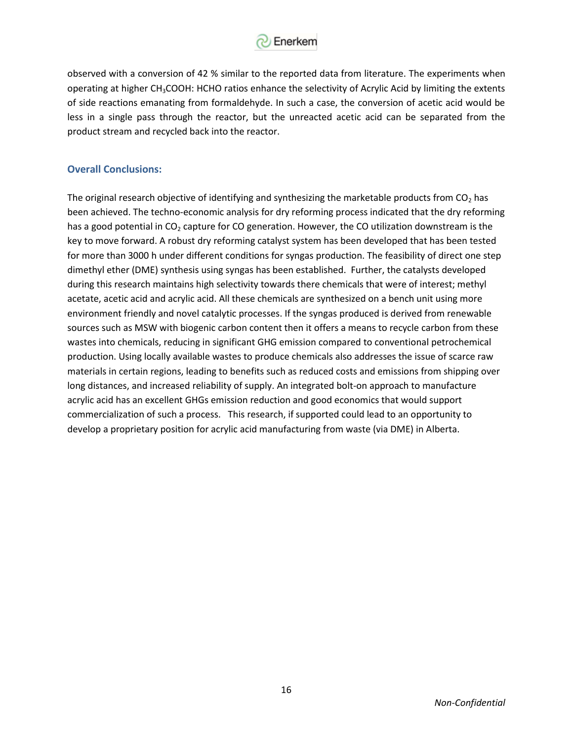observed with a conversion of 42 % similar to the reported data from literature. The experiments when operating at higher $CH_3COOH$: HCHO ratios enhance the selectivity of Acrylic Acid by limiting the extents of side reactions emanating from formaldehyde. In such a case, the conversion of acetic acid would be less in a single pass through the reactor, but the unreacted acetic acid can be separated from the product stream and recycled back into the reactor.

## Overall Conclusions:

The original research objective of identifying and synthesizing the marketable products from $CO_2$ has been achieved. The techno-economic analysis for dry reforming process indicated that the dry reforming has a good potential in $CO_2$ capture for CO generation. However, the CO utilization downstream is the key to move forward. A robust dry reforming catalyst system has been developed that has been tested for more than 3000 h under different conditions for syngas production. The feasibility of direct one step dimethyl ether (DME) synthesis using syngas has been established. Further, the catalysts developed during this research maintains high selectivity towards there chemicals that were of interest; methyl acetate, acetic acid and acrylic acid. All these chemicals are synthesized on a bench unit using more environment friendly and novel catalytic processes. If the syngas produced is derived from renewable sources such as MSW with biogenic carbon content then it offers a means to recycle carbon from these wastes into chemicals, reducing in significant GHG emission compared to conventional petrochemical production. Using locally available wastes to produce chemicals also addresses the issue of scarce raw materials in certain regions, leading to benefits such as reduced costs and emissions from shipping over long distances, and increased reliability of supply. An integrated bolt-on approach to manufacture acrylic acid has an excellent GHGs emission reduction and good economics that would support commercialization of such a process. This research, if supported could lead to an opportunity to develop a proprietary position for acrylic acid manufacturing from waste (via DME) in Alberta.